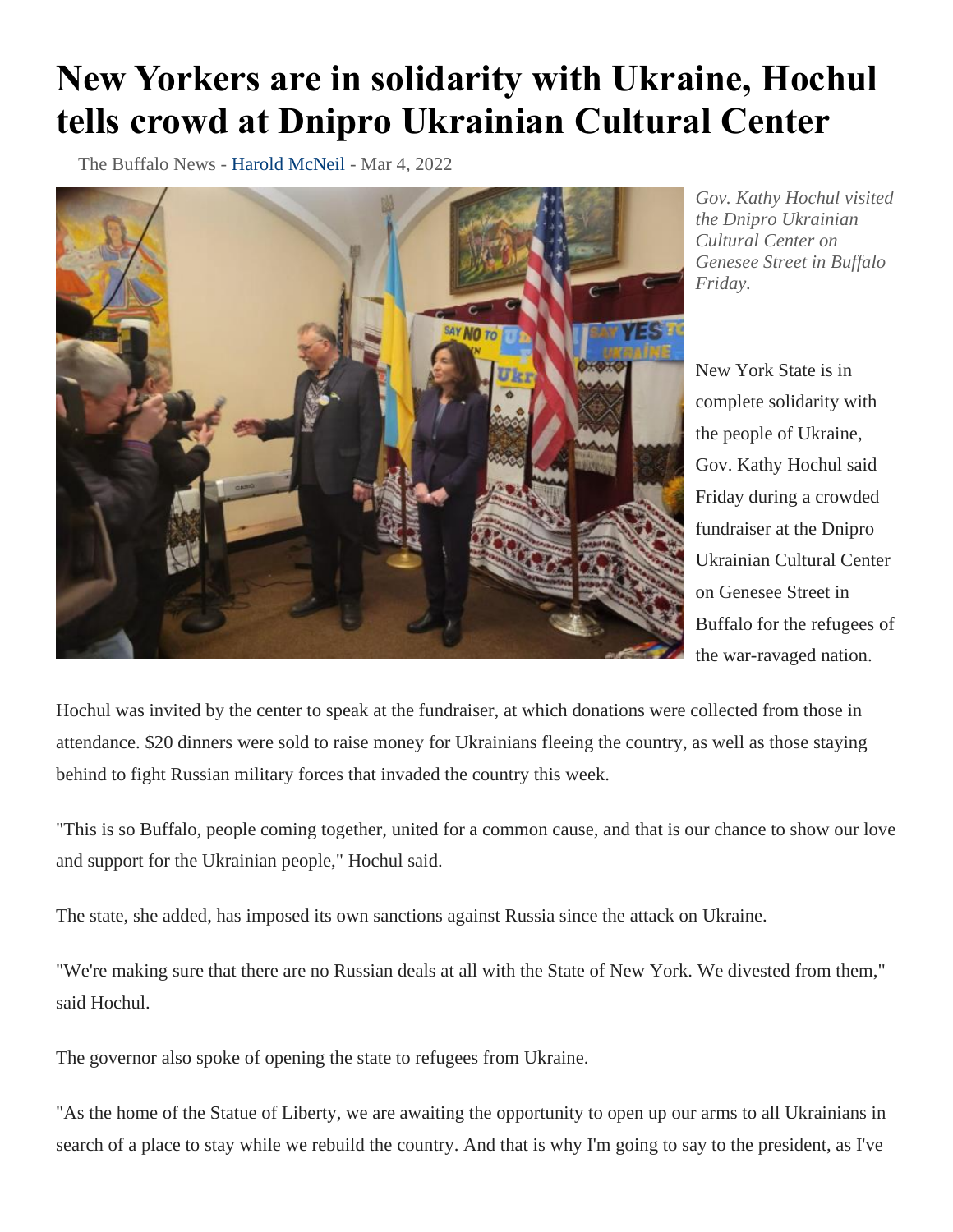# New Yorkers are in solidarity with Ukraine, Hochul tells crowd at Dnipro Ukrainian Cultural Center

The Buffalo News - Harold McNeil - Mar 4, 2022

*Gov. Kathy Hochul visited the Dnipro Ukrainian Cultural Center on Genesee Street in Buffalo Friday.*

New York State is in complete solidarity with the people of Ukraine, Gov. Kathy Hochul said Friday during a crowded fundraiser at the Dnipro Ukrainian Cultural Center on Genesee Street in Buffalo for the refugees of the war-ravaged nation.

Hochul was invited by the center to speak at the fundraiser, at which donations were collected from those in attendance. $20 dinners were sold to raise money for Ukrainians fleeing the country, as well as those staying behind to fight Russian military forces that invaded the country this week.

"This is so Buffalo, people coming together, united for a common cause, and that is our chance to show our love and support for the Ukrainian people," Hochul said.

The state, she added, has imposed its own sanctions against Russia since the attack on Ukraine.

"We're making sure that there are no Russian deals at all with the State of New York. We divested from them," said Hochul.

The governor also spoke of opening the state to refugees from Ukraine.

"As the home of the Statue of Liberty, we are awaiting the opportunity to open up our arms to all Ukrainians in search of a place to stay while we rebuild the country. And that is why I'm going to say to the president, as I've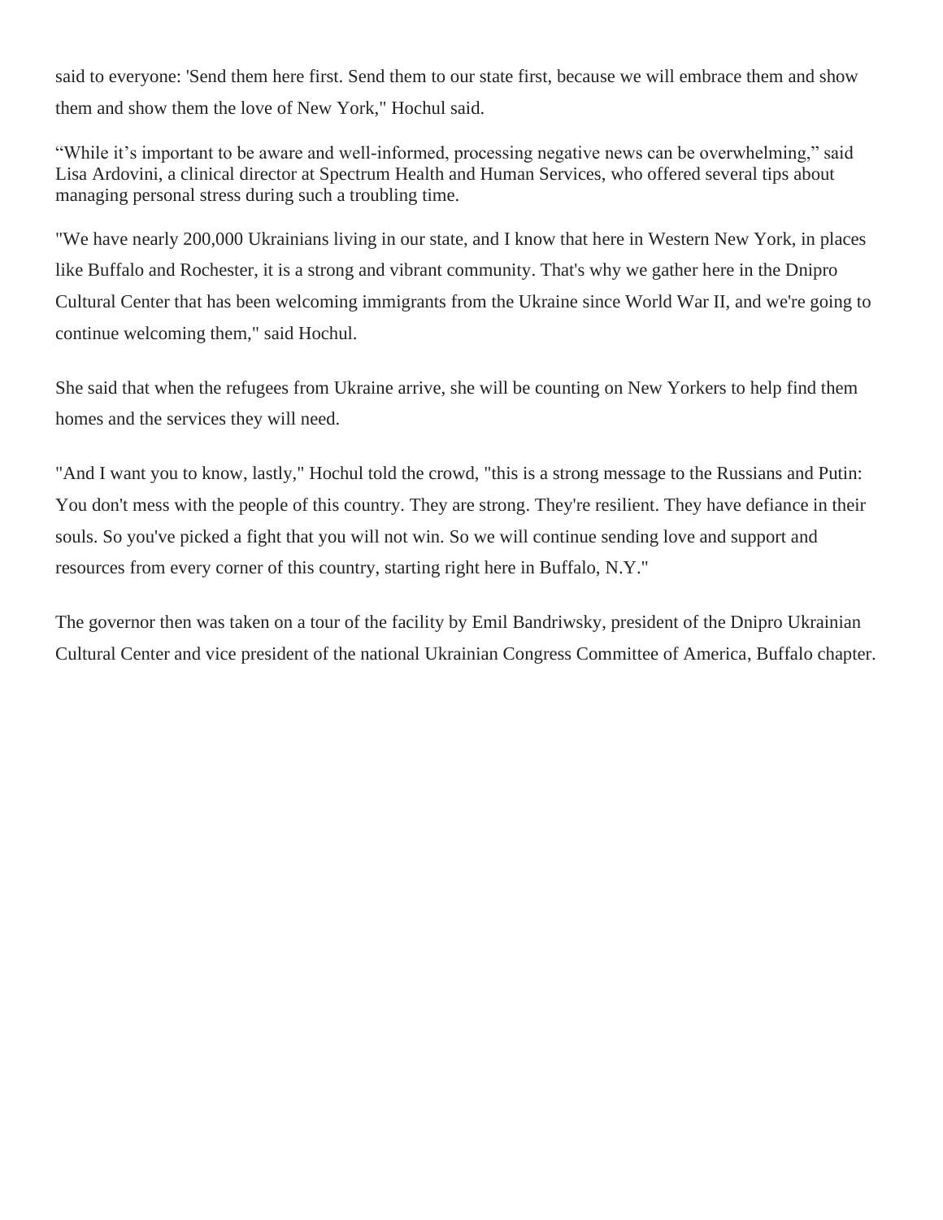said to everyone: 'Send them here first. Send them to our state first, because we will embrace them and show them and show them the love of New York," Hochul said.

“While it’s important to be aware and well-informed, processing negative news can be overwhelming,” said Lisa Ardovini, a clinical director at Spectrum Health and Human Services, who offered several tips about managing personal stress during such a troubling time.

"We have nearly 200,000 Ukrainians living in our state, and I know that here in Western New York, in places like Buffalo and Rochester, it is a strong and vibrant community. That's why we gather here in the Dnipro Cultural Center that has been welcoming immigrants from the Ukraine since World War II, and we're going to continue welcoming them," said Hochul.

She said that when the refugees from Ukraine arrive, she will be counting on New Yorkers to help find them homes and the services they will need.

"And I want you to know, lastly," Hochul told the crowd, "this is a strong message to the Russians and Putin: You don't mess with the people of this country. They are strong. They're resilient. They have defiance in their souls. So you've picked a fight that you will not win. So we will continue sending love and support and resources from every corner of this country, starting right here in Buffalo, N.Y."

The governor then was taken on a tour of the facility by Emil Bandriwsky, president of the Dnipro Ukrainian Cultural Center and vice president of the national Ukrainian Congress Committee of America, Buffalo chapter.